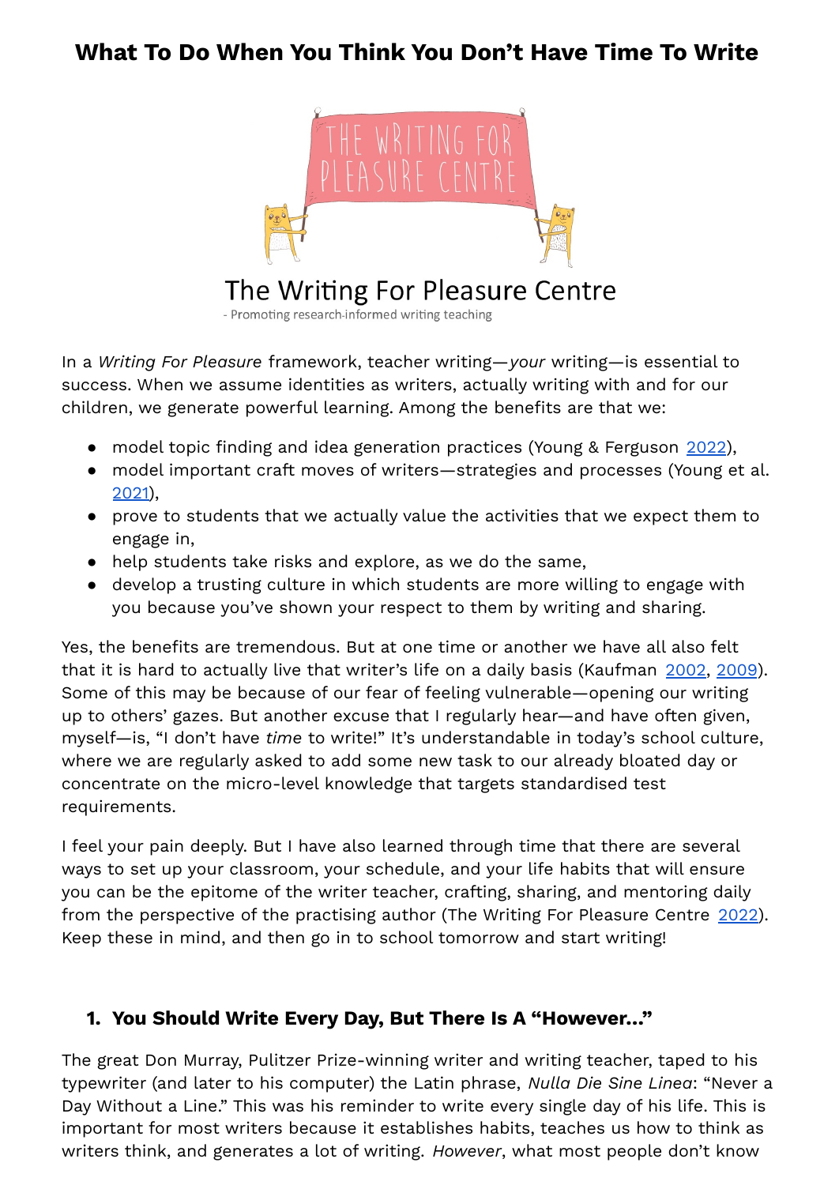# What To Do When You Think You Don't Have Time To Write

The Writing For Pleasure Centre

- Promoting research-informed writing teaching

In a *Writing For Pleasure* framework, teacher writing—*your* writing—is essential to success. When we assume identities as writers, actually writing with and for our children, we generate powerful learning. Among the benefits are that we:

- model topic finding and idea generation practices (Young & Ferguson 2022),
- model important craft moves of writers—strategies and processes (Young et al. 2021),
- prove to students that we actually value the activities that we expect them to engage in,
- help students take risks and explore, as we do the same,
- develop a trusting culture in which students are more willing to engage with you because you've shown your respect to them by writing and sharing.

Yes, the benefits are tremendous. But at one time or another we have all also felt that it is hard to actually live that writer's life on a daily basis (Kaufman 2002, 2009). Some of this may be because of our fear of feeling vulnerable—opening our writing up to others' gazes. But another excuse that I regularly hear—and have often given, myself—is, "I don't have *time* to write!" It's understandable in today's school culture, where we are regularly asked to add some new task to our already bloated day or concentrate on the micro-level knowledge that targets standardised test requirements.

I feel your pain deeply. But I have also learned through time that there are several ways to set up your classroom, your schedule, and your life habits that will ensure you can be the epitome of the writer teacher, crafting, sharing, and mentoring daily from the perspective of the practising author (The Writing For Pleasure Centre 2022). Keep these in mind, and then go in to school tomorrow and start writing!

## 1. You Should Write Every Day, But There Is A "However..."

The great Don Murray, Pulitzer Prize-winning writer and writing teacher, taped to his typewriter (and later to his computer) the Latin phrase, *Nulla Die Sine Linea*: "Never a Day Without a Line." This was his reminder to write every single day of his life. This is important for most writers because it establishes habits, teaches us how to think as writers think, and generates a lot of writing. *However*, what most people don't know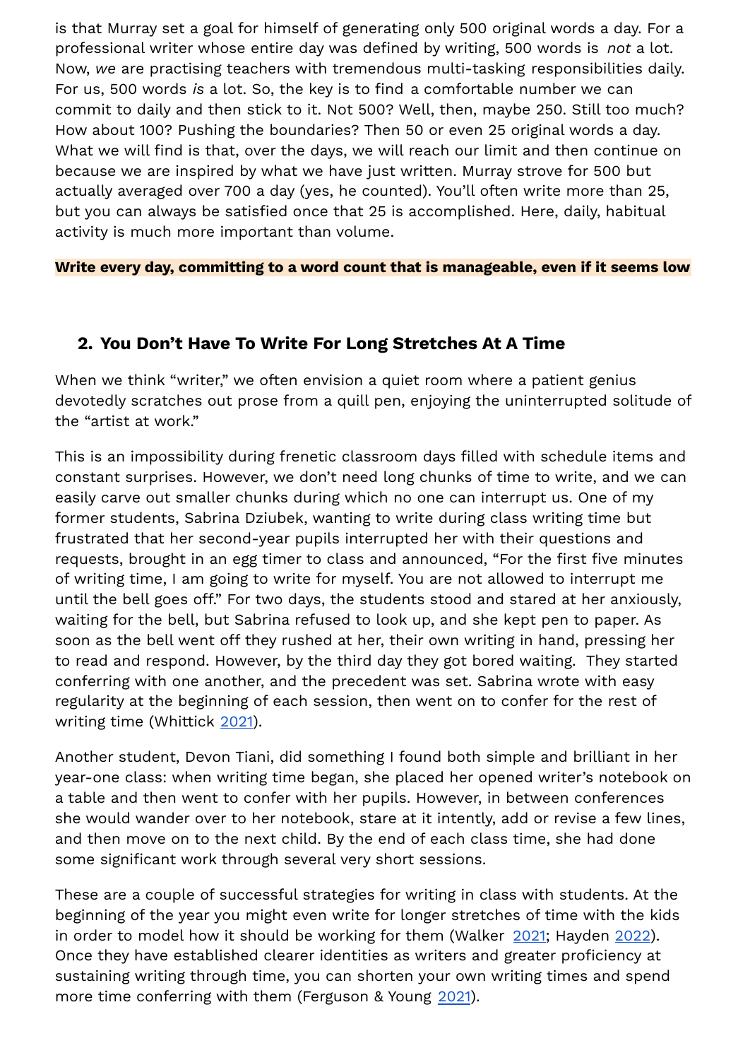is that Murray set a goal for himself of generating only 500 original words a day. For a professional writer whose entire day was defined by writing, 500 words is *not* a lot. Now, *we* are practising teachers with tremendous multi-tasking responsibilities daily. For us, 500 words *is* a lot. So, the key is to find a comfortable number we can commit to daily and then stick to it. Not 500? Well, then, maybe 250. Still too much? How about 100? Pushing the boundaries? Then 50 or even 25 original words a day. What we will find is that, over the days, we will reach our limit and then continue on because we are inspired by what we have just written. Murray strove for 500 but actually averaged over 700 a day (yes, he counted). You'll often write more than 25, but you can always be satisfied once that 25 is accomplished. Here, daily, habitual activity is much more important than volume.

**Write every day, committing to a word count that is manageable, even if it seems low**

## 2. You Don't Have To Write For Long Stretches At A Time

When we think "writer," we often envision a quiet room where a patient genius devotedly scratches out prose from a quill pen, enjoying the uninterrupted solitude of the "artist at work."

This is an impossibility during frenetic classroom days filled with schedule items and constant surprises. However, we don't need long chunks of time to write, and we can easily carve out smaller chunks during which no one can interrupt us. One of my former students, Sabrina Dziubek, wanting to write during class writing time but frustrated that her second-year pupils interrupted her with their questions and requests, brought in an egg timer to class and announced, "For the first five minutes of writing time, I am going to write for myself. You are not allowed to interrupt me until the bell goes off." For two days, the students stood and stared at her anxiously, waiting for the bell, but Sabrina refused to look up, and she kept pen to paper. As soon as the bell went off they rushed at her, their own writing in hand, pressing her to read and respond. However, by the third day they got bored waiting. They started conferring with one another, and the precedent was set. Sabrina wrote with easy regularity at the beginning of each session, then went on to confer for the rest of writing time (Whittick 2021).

Another student, Devon Tiani, did something I found both simple and brilliant in her year-one class: when writing time began, she placed her opened writer's notebook on a table and then went to confer with her pupils. However, in between conferences she would wander over to her notebook, stare at it intently, add or revise a few lines, and then move on to the next child. By the end of each class time, she had done some significant work through several very short sessions.

These are a couple of successful strategies for writing in class with students. At the beginning of the year you might even write for longer stretches of time with the kids in order to model how it should be working for them (Walker 2021; Hayden 2022). Once they have established clearer identities as writers and greater proficiency at sustaining writing through time, you can shorten your own writing times and spend more time conferring with them (Ferguson & Young 2021).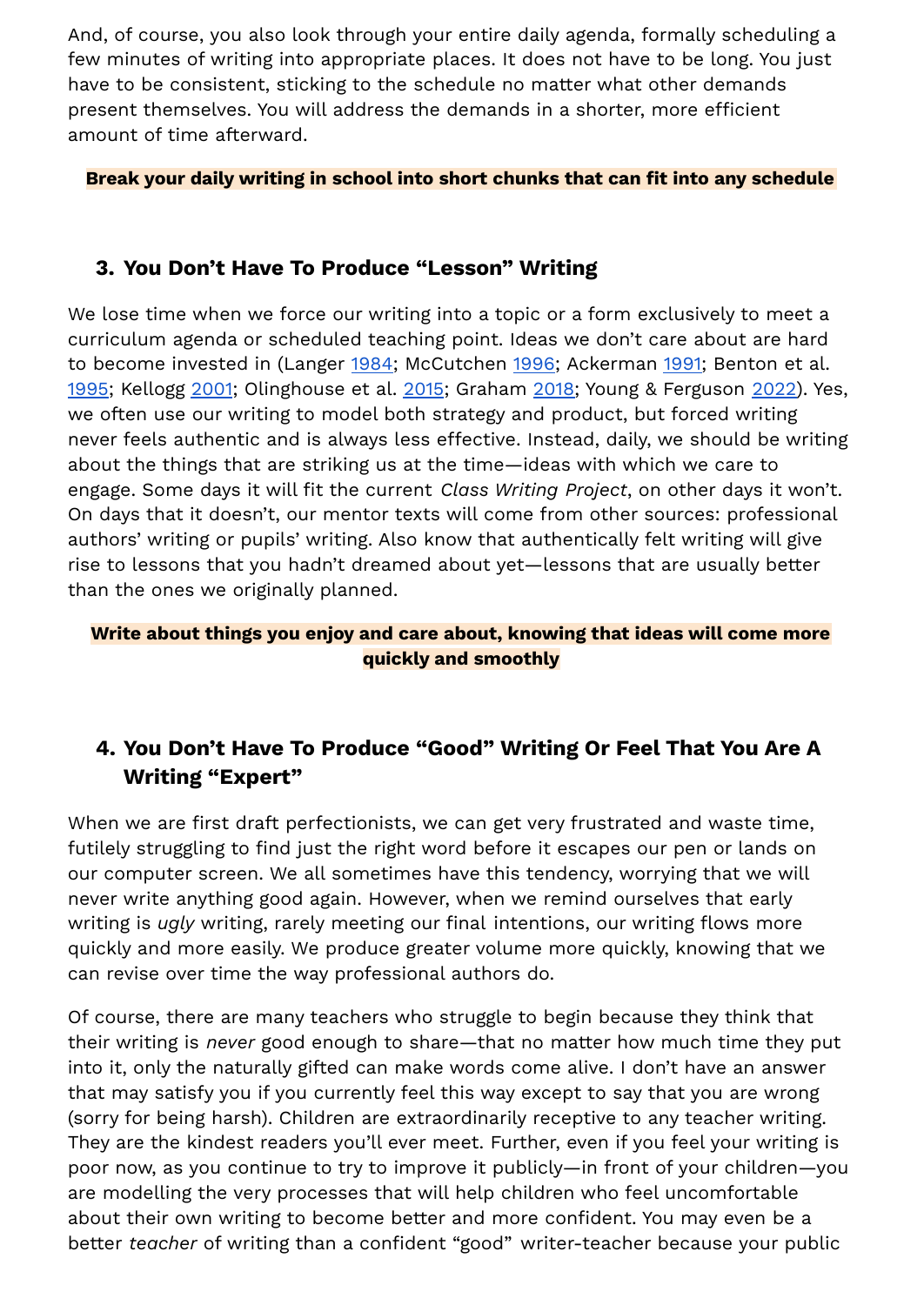And, of course, you also look through your entire daily agenda, formally scheduling a few minutes of writing into appropriate places. It does not have to be long. You just have to be consistent, sticking to the schedule no matter what other demands present themselves. You will address the demands in a shorter, more efficient amount of time afterward.

**Break your daily writing in school into short chunks that can fit into any schedule**

### 3. You Don't Have To Produce "Lesson" Writing

We lose time when we force our writing into a topic or a form exclusively to meet a curriculum agenda or scheduled teaching point. Ideas we don't care about are hard to become invested in (Langer 1984; McCutchen 1996; Ackerman 1991; Benton et al. 1995; Kellogg 2001; Olinghouse et al. 2015; Graham 2018; Young & Ferguson 2022). Yes, we often use our writing to model both strategy and product, but forced writing never feels authentic and is always less effective. Instead, daily, we should be writing about the things that are striking us at the time—ideas with which we care to engage. Some days it will fit the current *Class Writing Project*, on other days it won't. On days that it doesn't, our mentor texts will come from other sources: professional authors' writing or pupils' writing. Also know that authentically felt writing will give rise to lessons that you hadn't dreamed about yet—lessons that are usually better than the ones we originally planned.

**Write about things you enjoy and care about, knowing that ideas will come more quickly and smoothly**

### 4. You Don't Have To Produce "Good" Writing Or Feel That You Are A Writing "Expert"

When we are first draft perfectionists, we can get very frustrated and waste time, futilely struggling to find just the right word before it escapes our pen or lands on our computer screen. We all sometimes have this tendency, worrying that we will never write anything good again. However, when we remind ourselves that early writing is *ugly* writing, rarely meeting our final intentions, our writing flows more quickly and more easily. We produce greater volume more quickly, knowing that we can revise over time the way professional authors do.

Of course, there are many teachers who struggle to begin because they think that their writing is *never* good enough to share—that no matter how much time they put into it, only the naturally gifted can make words come alive. I don't have an answer that may satisfy you if you currently feel this way except to say that you are wrong (sorry for being harsh). Children are extraordinarily receptive to any teacher writing. They are the kindest readers you'll ever meet. Further, even if you feel your writing is poor now, as you continue to try to improve it publicly—in front of your children—you are modelling the very processes that will help children who feel uncomfortable about their own writing to become better and more confident. You may even be a better *teacher* of writing than a confident "good" writer-teacher because your public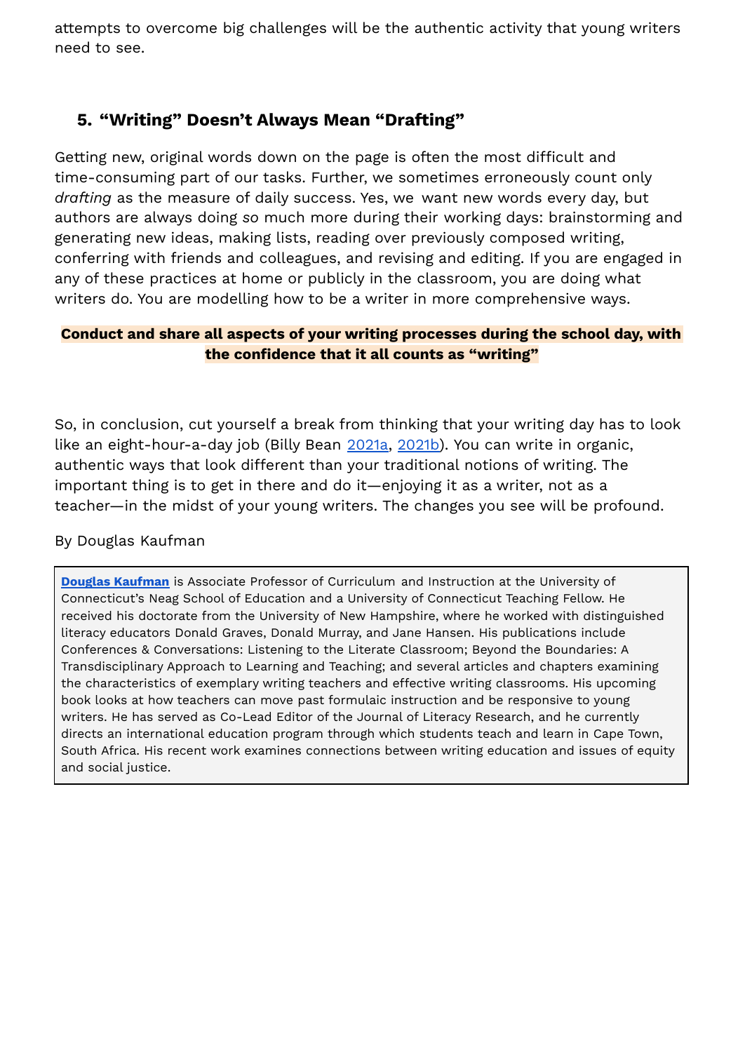attempts to overcome big challenges will be the authentic activity that young writers need to see.

## 5. "Writing" Doesn't Always Mean "Drafting"

Getting new, original words down on the page is often the most difficult and time-consuming part of our tasks. Further, we sometimes erroneously count only *drafting* as the measure of daily success. Yes, we want new words every day, but authors are always doing *so* much more during their working days: brainstorming and generating new ideas, making lists, reading over previously composed writing, conferring with friends and colleagues, and revising and editing. If you are engaged in any of these practices at home or publicly in the classroom, you are doing what writers do. You are modelling how to be a writer in more comprehensive ways.

**Conduct and share all aspects of your writing processes during the school day, with the confidence that it all counts as "writing"**

So, in conclusion, cut yourself a break from thinking that your writing day has to look like an eight-hour-a-day job (Billy Bean 2021a, 2021b). You can write in organic, authentic ways that look different than your traditional notions of writing. The important thing is to get in there and do it—enjoying it as a writer, not as a teacher—in the midst of your young writers. The changes you see will be profound.

By Douglas Kaufman

**Douglas Kaufman** is Associate Professor of Curriculum and Instruction at the University of Connecticut's Neag School of Education and a University of Connecticut Teaching Fellow. He received his doctorate from the University of New Hampshire, where he worked with distinguished literacy educators Donald Graves, Donald Murray, and Jane Hansen. His publications include Conferences & Conversations: Listening to the Literate Classroom; Beyond the Boundaries: A Transdisciplinary Approach to Learning and Teaching; and several articles and chapters examining the characteristics of exemplary writing teachers and effective writing classrooms. His upcoming book looks at how teachers can move past formulaic instruction and be responsive to young writers. He has served as Co-Lead Editor of the Journal of Literacy Research, and he currently directs an international education program through which students teach and learn in Cape Town, South Africa. His recent work examines connections between writing education and issues of equity and social justice.